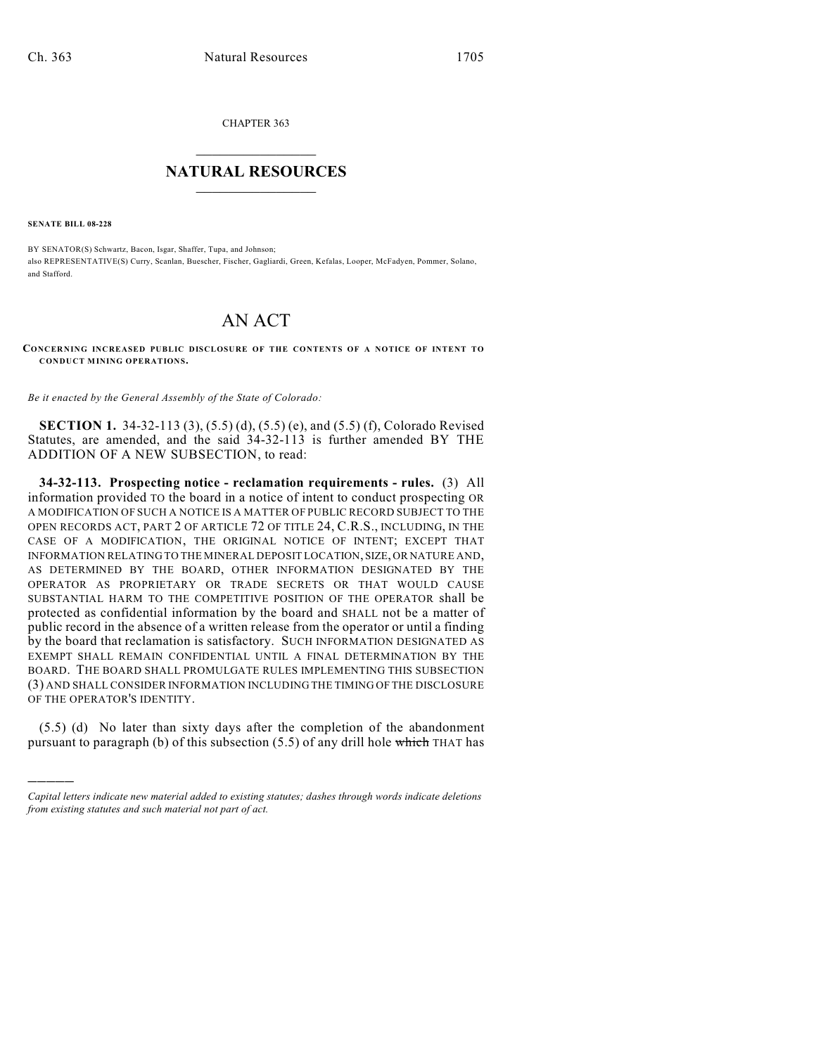CHAPTER 363

# NATURAL RESOURCES

**SENATE BILL 08-228**

BY SENATOR(S) Schwartz, Bacon, Isgar, Shaffer, Tupa, and Johnson;
also REPRESENTATIVE(S) Curry, Scanlan, Buescher, Fischer, Gagliardi, Green, Kefalas, Looper, McFadyen, Pommer, Solano, and Stafford.

# AN ACT

**CONCERNING INCREASED PUBLIC DISCLOSURE OF THE CONTENTS OF A NOTICE OF INTENT TO CONDUCT MINING OPERATIONS.**

*Be it enacted by the General Assembly of the State of Colorado:*

**SECTION 1.** 34-32-113 (3), (5.5) (d), (5.5) (e), and (5.5) (f), Colorado Revised Statutes, are amended, and the said 34-32-113 is further amended BY THE ADDITION OF A NEW SUBSECTION, to read:

**34-32-113. Prospecting notice - reclamation requirements - rules.** (3) All information provided TO the board in a notice of intent to conduct prospecting OR A MODIFICATION OF SUCH A NOTICE IS A MATTER OF PUBLIC RECORD SUBJECT TO THE OPEN RECORDS ACT, PART 2 OF ARTICLE 72 OF TITLE 24, C.R.S., INCLUDING, IN THE CASE OF A MODIFICATION, THE ORIGINAL NOTICE OF INTENT; EXCEPT THAT INFORMATION RELATING TO THE MINERAL DEPOSIT LOCATION, SIZE, OR NATURE AND, AS DETERMINED BY THE BOARD, OTHER INFORMATION DESIGNATED BY THE OPERATOR AS PROPRIETARY OR TRADE SECRETS OR THAT WOULD CAUSE SUBSTANTIAL HARM TO THE COMPETITIVE POSITION OF THE OPERATOR shall be protected as confidential information by the board and SHALL not be a matter of public record in the absence of a written release from the operator or until a finding by the board that reclamation is satisfactory. SUCH INFORMATION DESIGNATED AS EXEMPT SHALL REMAIN CONFIDENTIAL UNTIL A FINAL DETERMINATION BY THE BOARD. THE BOARD SHALL PROMULGATE RULES IMPLEMENTING THIS SUBSECTION (3) AND SHALL CONSIDER INFORMATION INCLUDING THE TIMING OF THE DISCLOSURE OF THE OPERATOR'S IDENTITY.

(5.5) (d) No later than sixty days after the completion of the abandonment pursuant to paragraph (b) of this subsection (5.5) of any drill hole ~~which~~ THAT has

---

*Capital letters indicate new material added to existing statutes; dashes through words indicate deletions from existing statutes and such material not part of act.*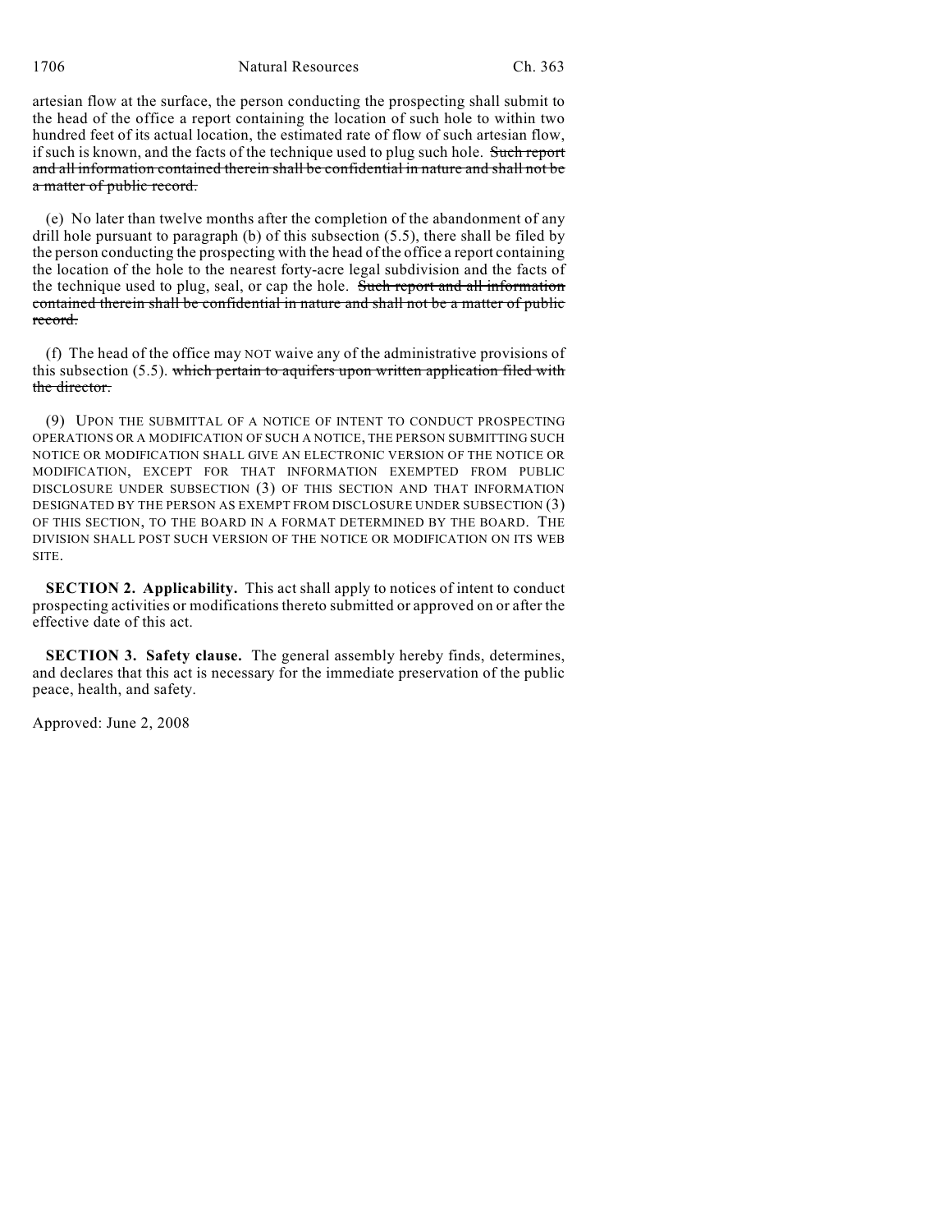artesian flow at the surface, the person conducting the prospecting shall submit to the head of the office a report containing the location of such hole to within two hundred feet of its actual location, the estimated rate of flow of such artesian flow, if such is known, and the facts of the technique used to plug such hole. ~~Such report and all information contained therein shall be confidential in nature and shall not be a matter of public record.~~

(e) No later than twelve months after the completion of the abandonment of any drill hole pursuant to paragraph (b) of this subsection (5.5), there shall be filed by the person conducting the prospecting with the head of the office a report containing the location of the hole to the nearest forty-acre legal subdivision and the facts of the technique used to plug, seal, or cap the hole. ~~Such report and all information contained therein shall be confidential in nature and shall not be a matter of public record.~~

(f) The head of the office may NOT waive any of the administrative provisions of this subsection (5.5). ~~which pertain to aquifers upon written application filed with the director.~~

(9) UPON THE SUBMITTAL OF A NOTICE OF INTENT TO CONDUCT PROSPECTING OPERATIONS OR A MODIFICATION OF SUCH A NOTICE, THE PERSON SUBMITTING SUCH NOTICE OR MODIFICATION SHALL GIVE AN ELECTRONIC VERSION OF THE NOTICE OR MODIFICATION, EXCEPT FOR THAT INFORMATION EXEMPTED FROM PUBLIC DISCLOSURE UNDER SUBSECTION (3) OF THIS SECTION AND THAT INFORMATION DESIGNATED BY THE PERSON AS EXEMPT FROM DISCLOSURE UNDER SUBSECTION (3) OF THIS SECTION, TO THE BOARD IN A FORMAT DETERMINED BY THE BOARD. THE DIVISION SHALL POST SUCH VERSION OF THE NOTICE OR MODIFICATION ON ITS WEB SITE.

**SECTION 2. Applicability.** This act shall apply to notices of intent to conduct prospecting activities or modifications thereto submitted or approved on or after the effective date of this act.

**SECTION 3. Safety clause.** The general assembly hereby finds, determines, and declares that this act is necessary for the immediate preservation of the public peace, health, and safety.

Approved: June 2, 2008